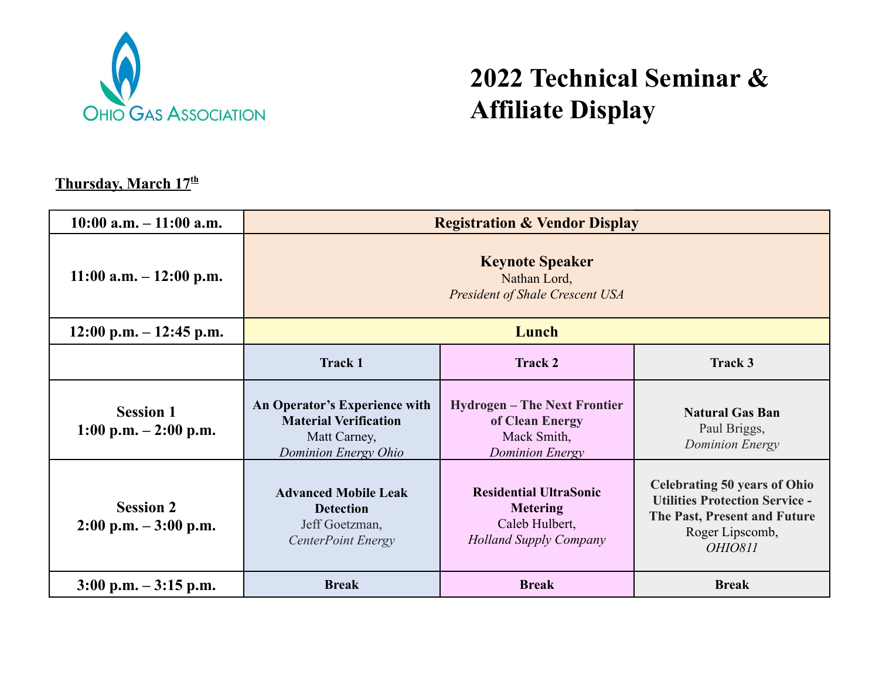Ohio Gas Association

# 2022 Technical Seminar & Affiliate Display

**Thursday, March 17th**

| | | | |
|---|---|---|---|
| **10:00 a.m. – 11:00 a.m.** | **Registration & Vendor Display** | | |
| **11:00 a.m. – 12:00 p.m.** | **Keynote Speaker** Nathan Lord, *President of Shale Crescent USA* | | |
| **12:00 p.m. – 12:45 p.m.** | **Lunch** | | |
| | **Track 1** | **Track 2** | **Track 3** |
| **Session 1 1:00 p.m. – 2:00 p.m.** | **An Operator's Experience with Material Verification** Matt Carney, *Dominion Energy Ohio* | **Hydrogen – The Next Frontier of Clean Energy** Mack Smith, *Dominion Energy* | **Natural Gas Ban** Paul Briggs, *Dominion Energy* |
| **Session 2 2:00 p.m. – 3:00 p.m.** | **Advanced Mobile Leak Detection** Jeff Goetzman, *CenterPoint Energy* | **Residential UltraSonic Metering** Caleb Hulbert, *Holland Supply Company* | **Celebrating 50 years of Ohio Utilities Protection Service - The Past, Present and Future** Roger Lipscomb, *OHIO811* |
| **3:00 p.m. – 3:15 p.m.** | **Break** | **Break** | **Break** |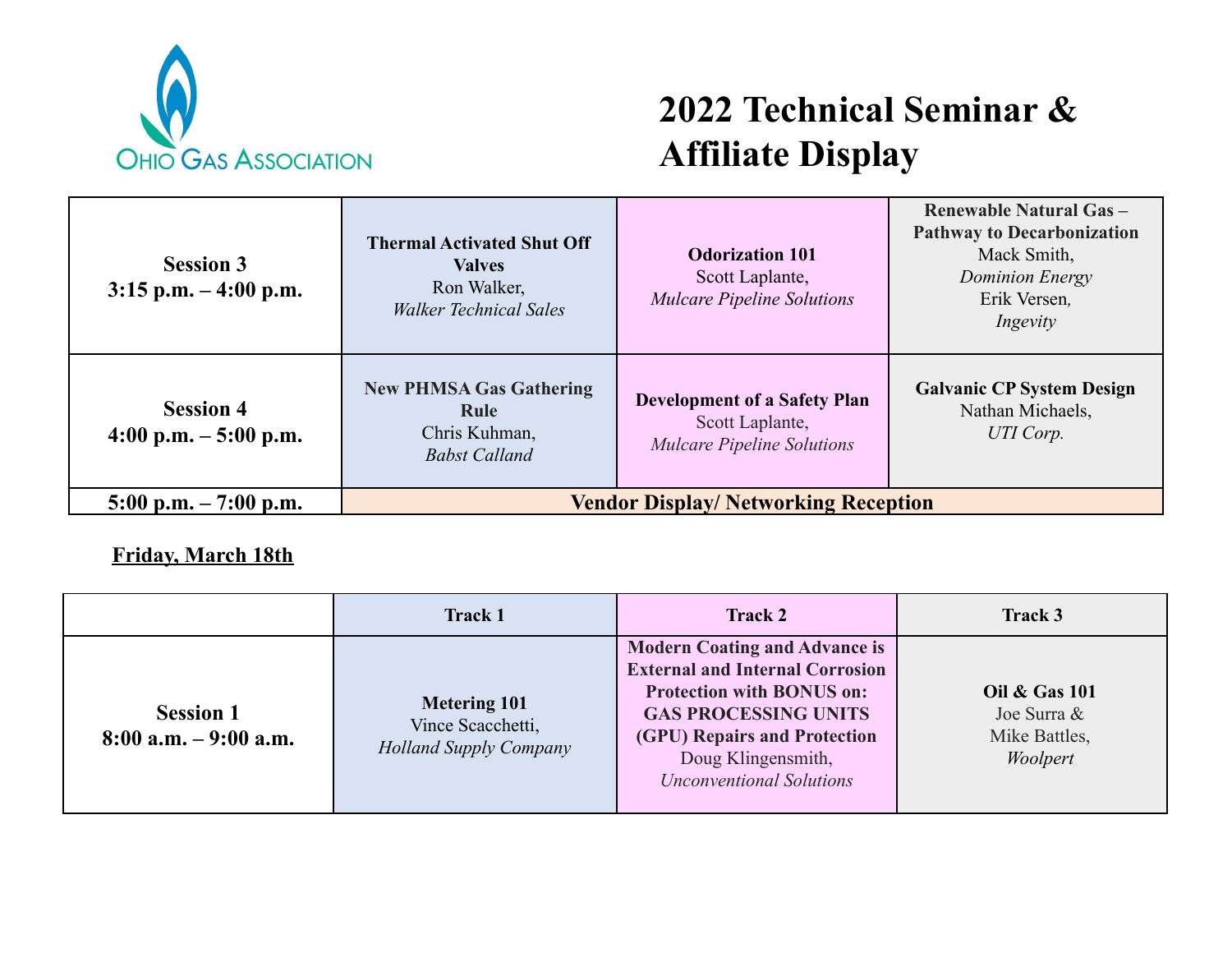# 2022 Technical Seminar & Affiliate Display

| | | | |
|---|---|---|---|
| **Session 3**<br>**3:15 p.m. – 4:00 p.m.** | **Thermal Activated Shut Off Valves**<br>Ron Walker,<br>*Walker Technical Sales* | **Odorization 101**<br>Scott Laplante,<br>*Mulcare Pipeline Solutions* | **Renewable Natural Gas – Pathway to Decarbonization**<br>Mack Smith,<br>*Dominion Energy*<br>Erik Versen,<br>*Ingevity* |
| **Session 4**<br>**4:00 p.m. – 5:00 p.m.** | **New PHMSA Gas Gathering Rule**<br>Chris Kuhman,<br>*Babst Calland* | **Development of a Safety Plan**<br>Scott Laplante,<br>*Mulcare Pipeline Solutions* | **Galvanic CP System Design**<br>Nathan Michaels,<br>*UTI Corp.* |
| **5:00 p.m. – 7:00 p.m.** | **Vendor Display/ Networking Reception** | | |

**Friday, March 18th**

| | Track 1 | Track 2 | Track 3 |
|---|---|---|---|
| **Session 1**<br>**8:00 a.m. – 9:00 a.m.** | **Metering 101**<br>Vince Scacchetti,<br>*Holland Supply Company* | **Modern Coating and Advance is External and Internal Corrosion Protection with BONUS on: GAS PROCESSING UNITS (GPU) Repairs and Protection**<br>Doug Klingensmith,<br>*Unconventional Solutions* | **Oil & Gas 101**<br>Joe Surra &<br>Mike Battles,<br>*Woolpert* |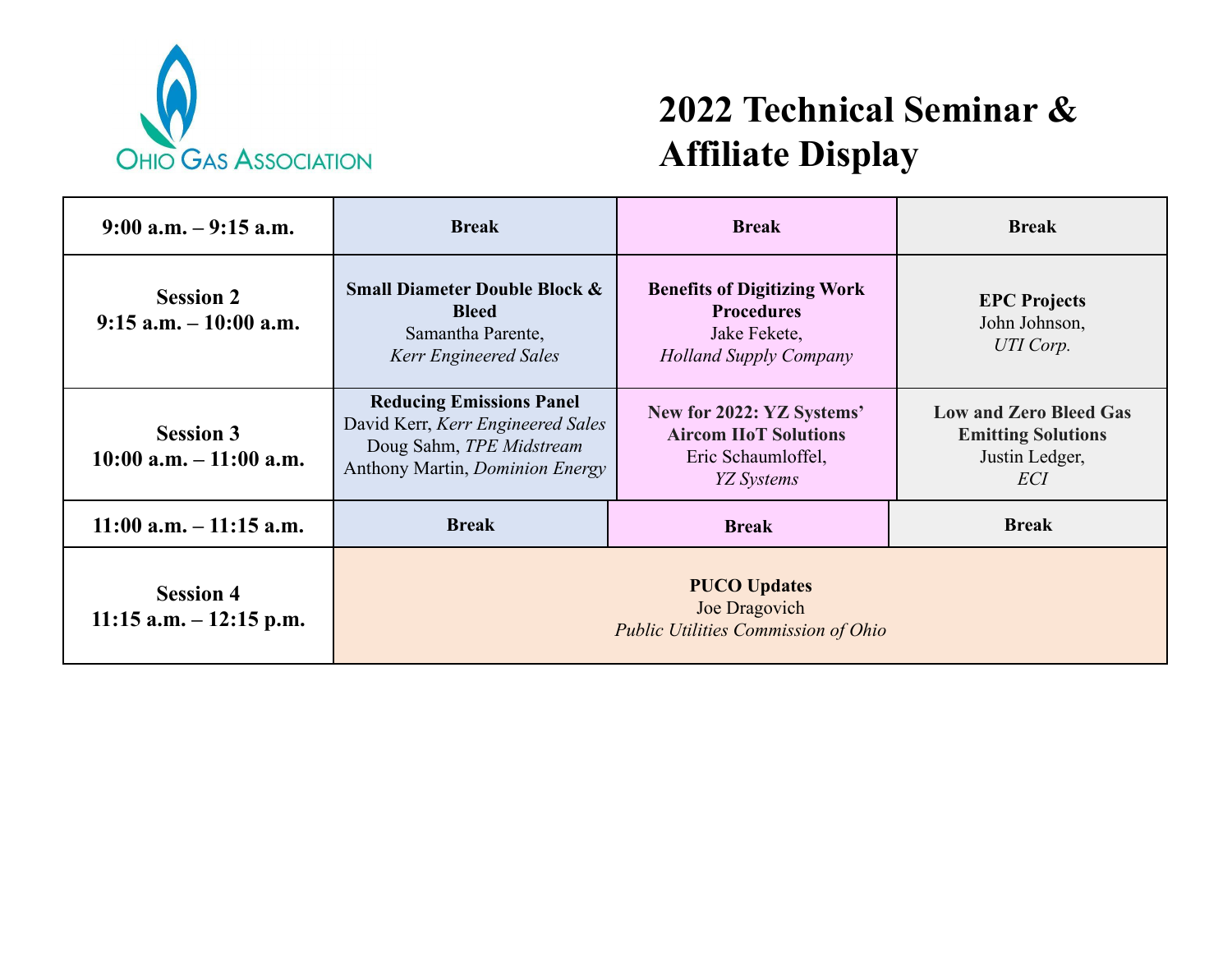Ohio Gas Association

# 2022 Technical Seminar & Affiliate Display

| | | | |
|---|---|---|---|
| **9:00 a.m. – 9:15 a.m.** | **Break** | **Break** | **Break** |
| **Session 2**<br>**9:15 a.m. – 10:00 a.m.** | **Small Diameter Double Block & Bleed**<br>Samantha Parente,<br>*Kerr Engineered Sales* | **Benefits of Digitizing Work Procedures**<br>Jake Fekete,<br>*Holland Supply Company* | **EPC Projects**<br>John Johnson,<br>*UTI Corp.* |
| **Session 3**<br>**10:00 a.m. – 11:00 a.m.** | **Reducing Emissions Panel**<br>David Kerr, *Kerr Engineered Sales*<br>Doug Sahm, *TPE Midstream*<br>Anthony Martin, *Dominion Energy* | **New for 2022: YZ Systems' Aircom IIoT Solutions**<br>Eric Schaumloffel,<br>*YZ Systems* | **Low and Zero Bleed Gas Emitting Solutions**<br>Justin Ledger,<br>*ECI* |
| **11:00 a.m. – 11:15 a.m.** | **Break** | **Break** | **Break** |
| **Session 4**<br>**11:15 a.m. – 12:15 p.m.** | **PUCO Updates**<br>Joe Dragovich<br>*Public Utilities Commission of Ohio* | | |